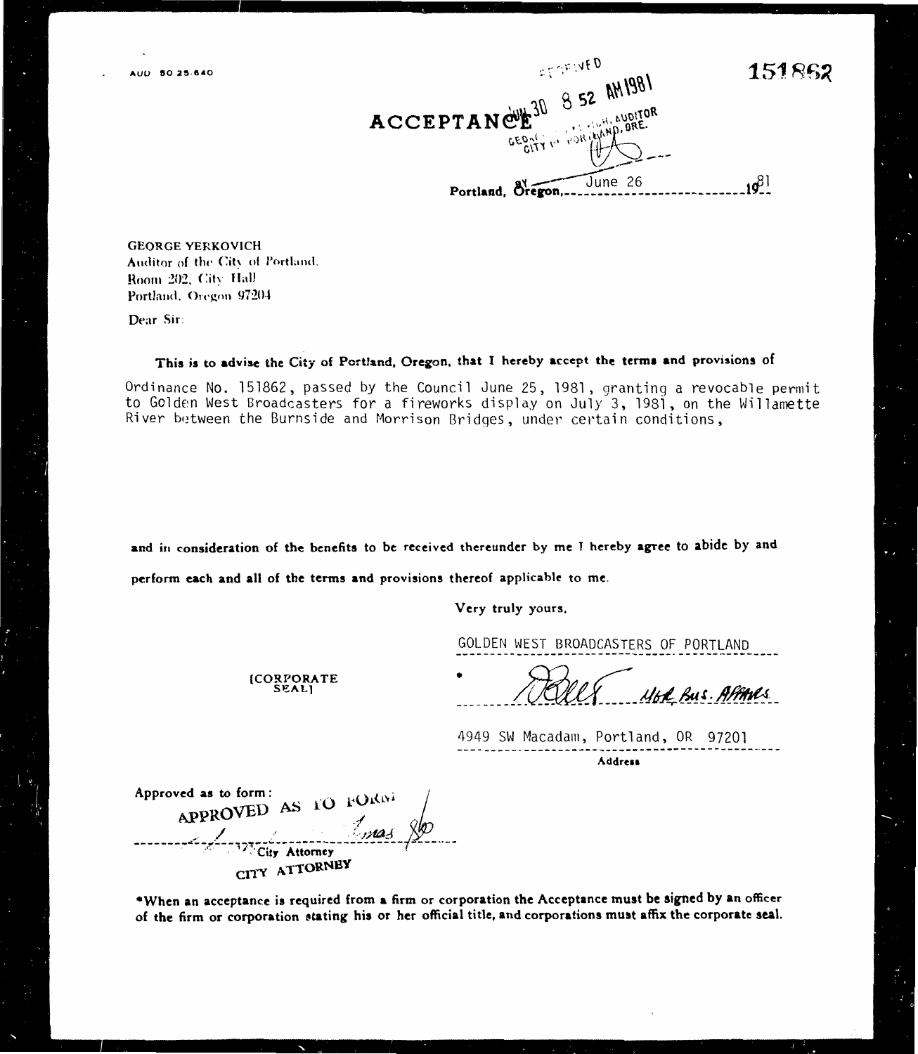AUD 50 25 640

151862

RECEIVED
JUN 30 8 52 AM 1981
GEORGE YERKOVICH, AUDITOR
CITY OF PORTLAND, ORE.
BY

# ACCEPTANCE

Portland, Oregon, June 26 1981

GEORGE YERKOVICH
Auditor of the City of Portland,
Room 202, City Hall
Portland, Oregon 97204

Dear Sir:

**This is to advise the City of Portland, Oregon, that I hereby accept the terms and provisions of**

Ordinance No. 151862, passed by the Council June 25, 1981, granting a revocable permit to Golden West Broadcasters for a fireworks display on July 3, 1981, on the Willamette River between the Burnside and Morrison Bridges, under certain conditions,

**and in consideration of the benefits to be received thereunder by me I hereby agree to abide by and perform each and all of the terms and provisions thereof applicable to me.**

Very truly yours,

GOLDEN WEST BROADCASTERS OF PORTLAND

[CORPORATE SEAL]

\* (signature) Mgr. Bus. Affairs

4949 SW Macadam, Portland, OR 97201
Address

Approved as to form:
APPROVED AS TO FORM
(signature)
City Attorney
CITY ATTORNEY

**\*When an acceptance is required from a firm or corporation the Acceptance must be signed by an officer of the firm or corporation stating his or her official title, and corporations must affix the corporate seal.**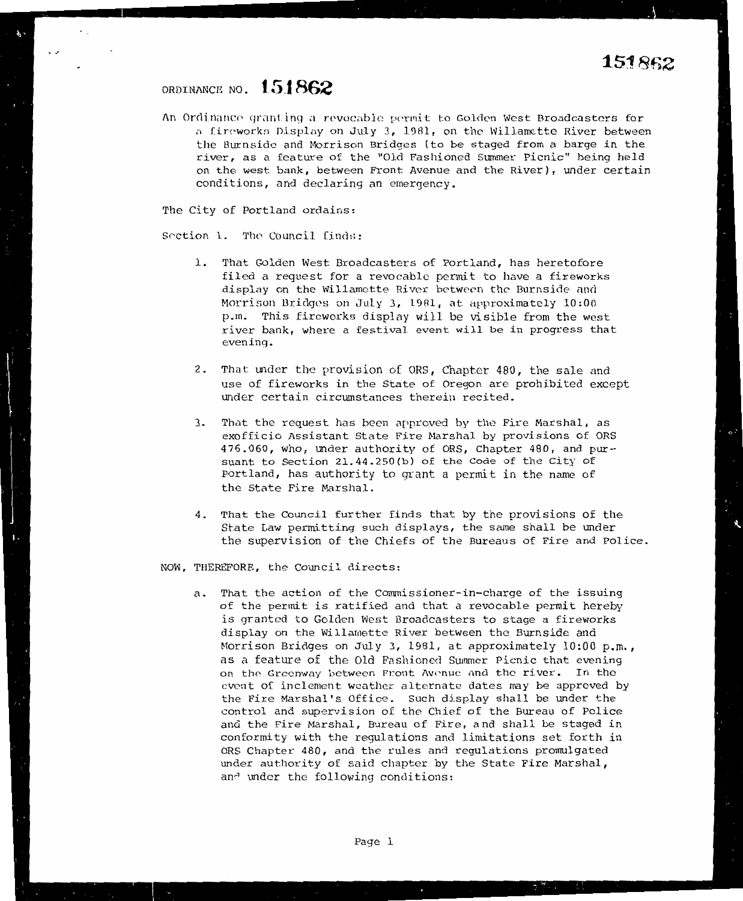ORDINANCE NO. **151862**

An Ordinance granting a revocable permit to Golden West Broadcasters for a fireworks Display on July 3, 1981, on the Willamette River between the Burnside and Morrison Bridges (to be staged from a barge in the river, as a feature of the "Old Fashioned Summer Picnic" being held on the west bank, between Front Avenue and the River), under certain conditions, and declaring an emergency.

The City of Portland ordains:

Section 1. The Council finds:

1. That Golden West Broadcasters of Portland, has heretofore filed a request for a revocable permit to have a fireworks display on the Willamette River between the Burnside and Morrison Bridges on July 3, 1981, at approximately 10:00 p.m. This fireworks display will be visible from the west river bank, where a festival event will be in progress that evening.

2. That under the provision of ORS, Chapter 480, the sale and use of fireworks in the State of Oregon are prohibited except under certain circumstances therein recited.

3. That the request has been approved by the Fire Marshal, as exofficio Assistant State Fire Marshal by provisions of ORS 476.060, who, under authority of ORS, Chapter 480, and pursuant to Section 21.44.250(b) of the Code of the City of Portland, has authority to grant a permit in the name of the State Fire Marshal.

4. That the Council further finds that by the provisions of the State Law permitting such displays, the same shall be under the supervision of the Chiefs of the Bureaus of Fire and Police.

NOW, THEREFORE, the Council directs:

a. That the action of the Commissioner-in-charge of the issuing of the permit is ratified and that a revocable permit hereby is granted to Golden West Broadcasters to stage a fireworks display on the Willamette River between the Burnside and Morrison Bridges on July 3, 1981, at approximately 10:00 p.m., as a feature of the Old Fashioned Summer Picnic that evening on the Greenway between Front Avenue and the river. In the event of inclement weather alternate dates may be approved by the Fire Marshal's Office. Such display shall be under the control and supervision of the Chief of the Bureau of Police and the Fire Marshal, Bureau of Fire, and shall be staged in conformity with the regulations and limitations set forth in ORS Chapter 480, and the rules and regulations promulgated under authority of said chapter by the State Fire Marshal, and under the following conditions: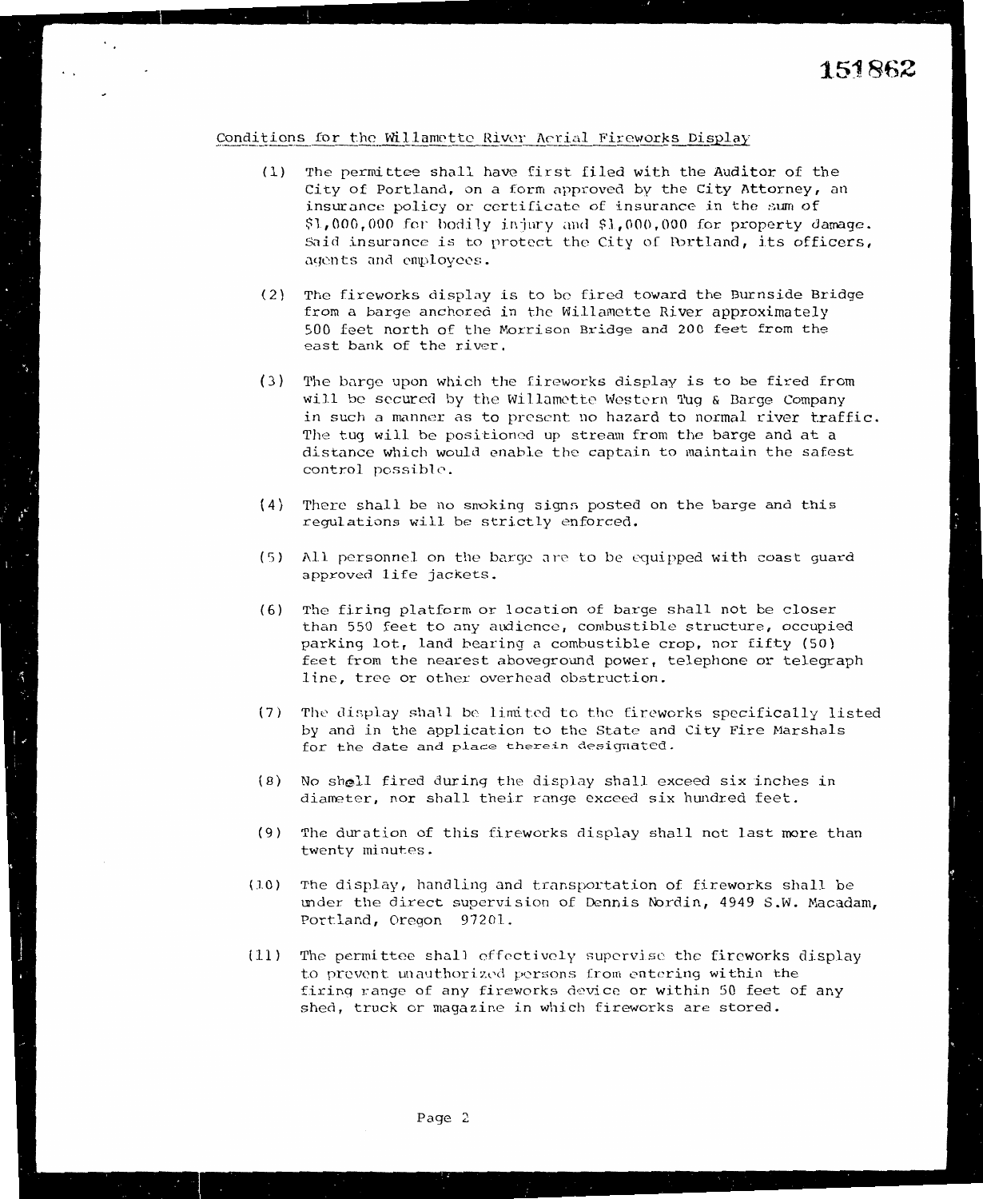151862

Conditions for the Willamette River Aerial Fireworks Display

(1) The permittee shall have first filed with the Auditor of the City of Portland, on a form approved by the City Attorney, an insurance policy or certificate of insurance in the sum of $1,000,000 for bodily injury and $1,000,000 for property damage. Said insurance is to protect the City of Portland, its officers, agents and employees.

(2) The fireworks display is to be fired toward the Burnside Bridge from a barge anchored in the Willamette River approximately 500 feet north of the Morrison Bridge and 200 feet from the east bank of the river.

(3) The barge upon which the fireworks display is to be fired from will be secured by the Willamette Western Tug & Barge Company in such a manner as to present no hazard to normal river traffic. The tug will be positioned up stream from the barge and at a distance which would enable the captain to maintain the safest control possible.

(4) There shall be no smoking signs posted on the barge and this regulations will be strictly enforced.

(5) All personnel on the barge are to be equipped with coast guard approved life jackets.

(6) The firing platform or location of barge shall not be closer than 550 feet to any audience, combustible structure, occupied parking lot, land bearing a combustible crop, nor fifty (50) feet from the nearest aboveground power, telephone or telegraph line, tree or other overhead obstruction.

(7) The display shall be limited to the fireworks specifically listed by and in the application to the State and City Fire Marshals for the date and place therein designated.

(8) No shell fired during the display shall exceed six inches in diameter, nor shall their range exceed six hundred feet.

(9) The duration of this fireworks display shall not last more than twenty minutes.

(10) The display, handling and transportation of fireworks shall be under the direct supervision of Dennis Nordin, 4949 S.W. Macadam, Portland, Oregon 97201.

(11) The permittee shall effectively supervise the fireworks display to prevent unauthorized persons from entering within the firing range of any fireworks device or within 50 feet of any shed, truck or magazine in which fireworks are stored.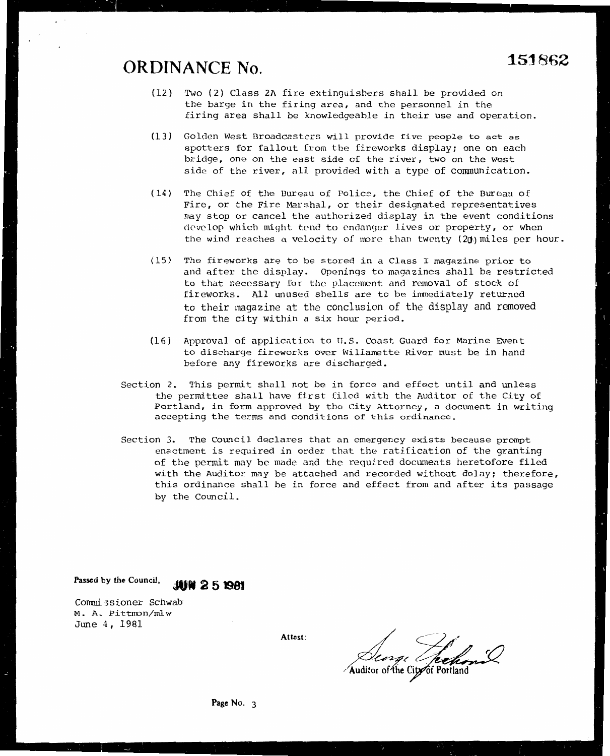# ORDINANCE No. 151862

(12) Two (2) Class 2A fire extinguishers shall be provided on the barge in the firing area, and the personnel in the firing area shall be knowledgeable in their use and operation.

(13) Golden West Broadcasters will provide five people to act as spotters for fallout from the fireworks display; one on each bridge, one on the east side of the river, two on the west side of the river, all provided with a type of communication.

(14) The Chief of the Bureau of Police, the Chief of the Bureau of Fire, or the Fire Marshal, or their designated representatives may stop or cancel the authorized display in the event conditions develop which might tend to endanger lives or property, or when the wind reaches a velocity of more than twenty (20) miles per hour.

(15) The fireworks are to be stored in a Class I magazine prior to and after the display. Openings to magazines shall be restricted to that necessary for the placement and removal of stock of fireworks. All unused shells are to be immediately returned to their magazine at the conclusion of the display and removed from the city within a six hour period.

(16) Approval of application to U.S. Coast Guard for Marine Event to discharge fireworks over Willamette River must be in hand before any fireworks are discharged.

Section 2. This permit shall not be in force and effect until and unless the permittee shall have first filed with the Auditor of the City of Portland, in form approved by the City Attorney, a document in writing accepting the terms and conditions of this ordinance.

Section 3. The Council declares that an emergency exists because prompt enactment is required in order that the ratification of the granting of the permit may be made and the required documents heretofore filed with the Auditor may be attached and recorded without delay; therefore, this ordinance shall be in force and effect from and after its passage by the Council.

Passed by the Council, **JUN 25 1981**

Commissioner Schwab
M. A. Pittmon/mlw
June 4, 1981

Attest:

George Yerkovich
Auditor of the City of Portland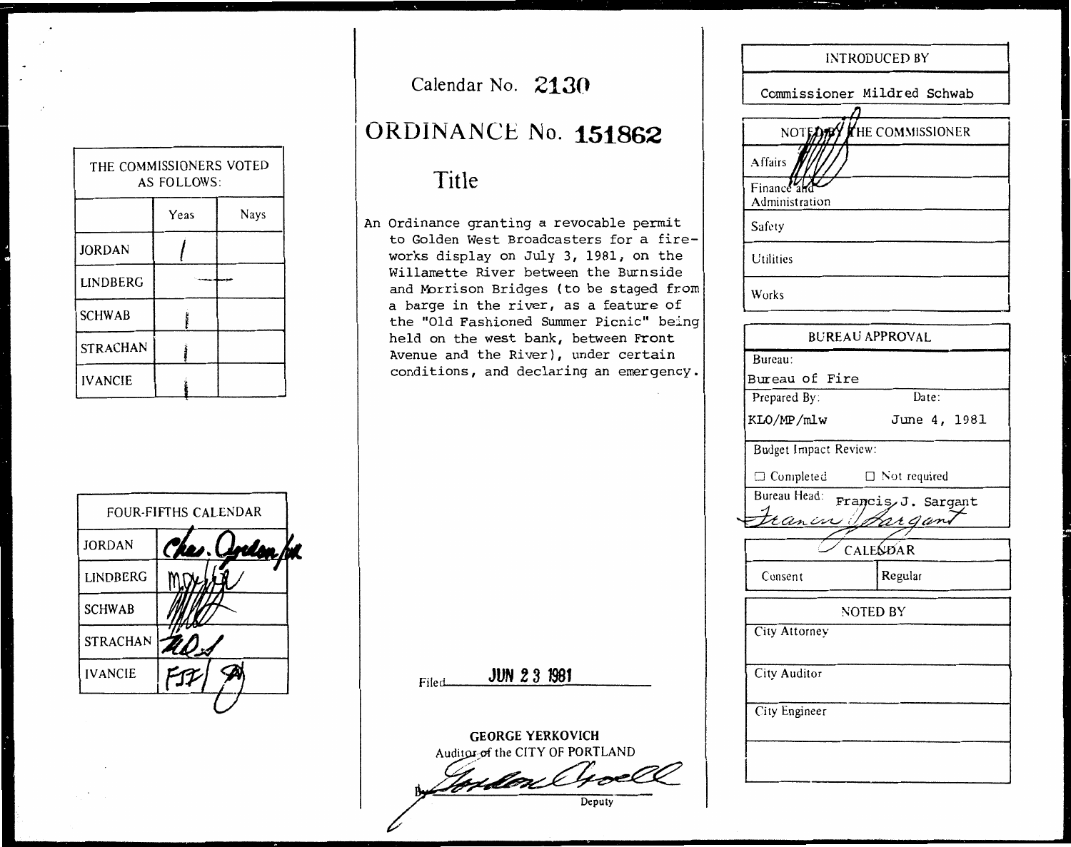| THE COMMISSIONERS VOTED AS FOLLOWS: | | |
|---|---|---|
| | Yeas | Nays |
| JORDAN | / | |
| LINDBERG | — | |
| SCHWAB | / | |
| STRACHAN | / | |
| IVANCIE | / | |

| FOUR-FIFTHS CALENDAR | |
|---|---|
| JORDAN | Chas. Jordan |
| LINDBERG | MDL |
| SCHWAB | MS |
| STRACHAN | MS |
| IVANCIE | FJI |

Calendar No. 2130

# ORDINANCE No. 151862

## Title

An Ordinance granting a revocable permit to Golden West Broadcasters for a fireworks display on July 3, 1981, on the Willamette River between the Burnside and Morrison Bridges (to be staged from a barge in the river, as a feature of the "Old Fashioned Summer Picnic" being held on the west bank, between Front Avenue and the River), under certain conditions, and declaring an emergency.

Filed JUN 23 1981

**GEORGE YERKOVICH**
Auditor of the CITY OF PORTLAND

By Gordon Groll
Deputy

| INTRODUCED BY |
|---|
| Commissioner Mildred Schwab |

| NOTED BY THE COMMISSIONER |
|---|
| Affairs |
| Finance and Administration |
| Safety |
| Utilities |
| Works |

| BUREAU APPROVAL | |
|---|---|
| Bureau: Bureau of Fire | |
| Prepared By: KLO/MP/mlw | Date: June 4, 1981 |
| Budget Impact Review: ☐ Completed | ☐ Not required |
| Bureau Head: Francis J. Sargant | |

| CALENDAR | |
|---|---|
| Consent | Regular |

| NOTED BY |
|---|
| City Attorney |
| City Auditor |
| City Engineer |
| |